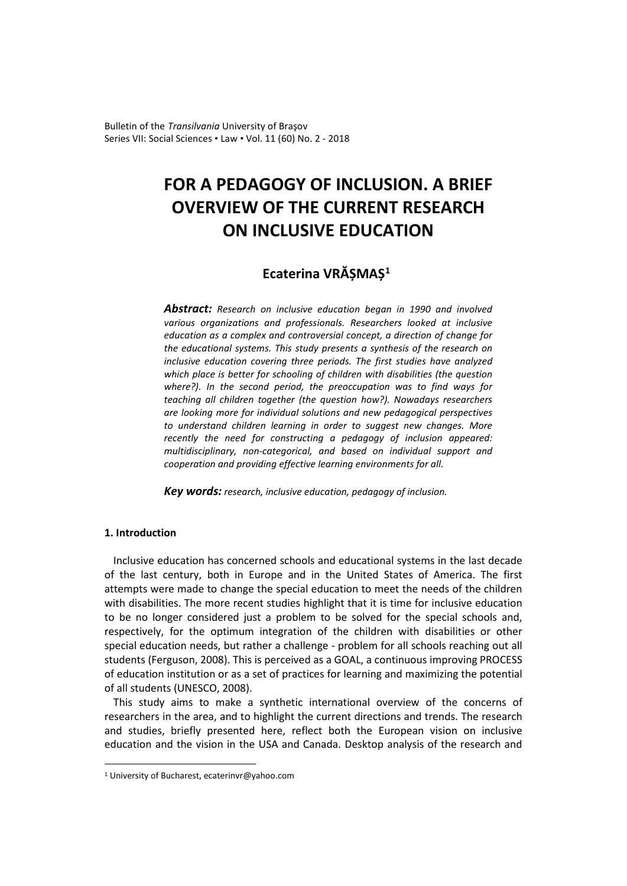# FOR A PEDAGOGY OF INCLUSION. A BRIEF OVERVIEW OF THE CURRENT RESEARCH ON INCLUSIVE EDUCATION

**Ecaterina VRĂȘMAȘ**[1]

***Abstract:*** *Research on inclusive education began in 1990 and involved various organizations and professionals. Researchers looked at inclusive education as a complex and controversial concept, a direction of change for the educational systems. This study presents a synthesis of the research on inclusive education covering three periods. The first studies have analyzed which place is better for schooling of children with disabilities (the question where?). In the second period, the preoccupation was to find ways for teaching all children together (the question how?). Nowadays researchers are looking more for individual solutions and new pedagogical perspectives to understand children learning in order to suggest new changes. More recently the need for constructing a pedagogy of inclusion appeared: multidisciplinary, non-categorical, and based on individual support and cooperation and providing effective learning environments for all.*

***Key words:*** *research, inclusive education, pedagogy of inclusion.*

## 1. Introduction

Inclusive education has concerned schools and educational systems in the last decade of the last century, both in Europe and in the United States of America. The first attempts were made to change the special education to meet the needs of the children with disabilities. The more recent studies highlight that it is time for inclusive education to be no longer considered just a problem to be solved for the special schools and, respectively, for the optimum integration of the children with disabilities or other special education needs, but rather a challenge - problem for all schools reaching out all students (Ferguson, 2008). This is perceived as a GOAL, a continuous improving PROCESS of education institution or as a set of practices for learning and maximizing the potential of all students (UNESCO, 2008).

This study aims to make a synthetic international overview of the concerns of researchers in the area, and to highlight the current directions and trends. The research and studies, briefly presented here, reflect both the European vision on inclusive education and the vision in the USA and Canada. Desktop analysis of the research and

[1] University of Bucharest, ecaterinvr@yahoo.com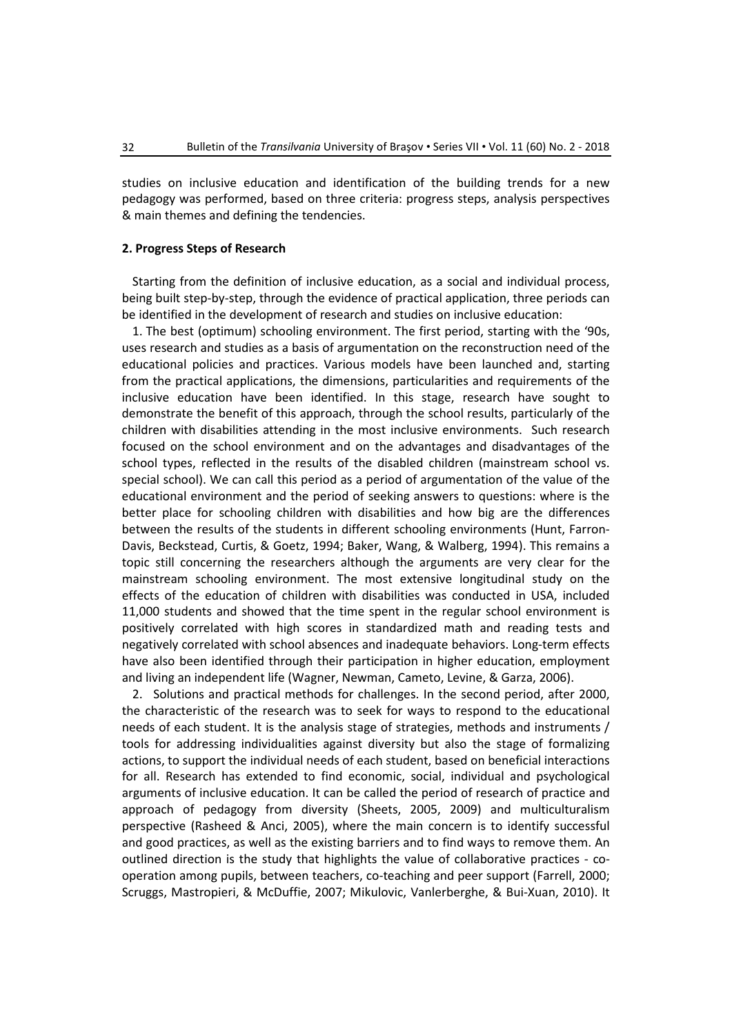studies on inclusive education and identification of the building trends for a new pedagogy was performed, based on three criteria: progress steps, analysis perspectives & main themes and defining the tendencies.

## 2. Progress Steps of Research

Starting from the definition of inclusive education, as a social and individual process, being built step-by-step, through the evidence of practical application, three periods can be identified in the development of research and studies on inclusive education:

1. The best (optimum) schooling environment. The first period, starting with the '90s, uses research and studies as a basis of argumentation on the reconstruction need of the educational policies and practices. Various models have been launched and, starting from the practical applications, the dimensions, particularities and requirements of the inclusive education have been identified. In this stage, research have sought to demonstrate the benefit of this approach, through the school results, particularly of the children with disabilities attending in the most inclusive environments. Such research focused on the school environment and on the advantages and disadvantages of the school types, reflected in the results of the disabled children (mainstream school vs. special school). We can call this period as a period of argumentation of the value of the educational environment and the period of seeking answers to questions: where is the better place for schooling children with disabilities and how big are the differences between the results of the students in different schooling environments (Hunt, Farron-Davis, Beckstead, Curtis, & Goetz, 1994; Baker, Wang, & Walberg, 1994). This remains a topic still concerning the researchers although the arguments are very clear for the mainstream schooling environment. The most extensive longitudinal study on the effects of the education of children with disabilities was conducted in USA, included 11,000 students and showed that the time spent in the regular school environment is positively correlated with high scores in standardized math and reading tests and negatively correlated with school absences and inadequate behaviors. Long-term effects have also been identified through their participation in higher education, employment and living an independent life (Wagner, Newman, Cameto, Levine, & Garza, 2006).

2. Solutions and practical methods for challenges. In the second period, after 2000, the characteristic of the research was to seek for ways to respond to the educational needs of each student. It is the analysis stage of strategies, methods and instruments / tools for addressing individualities against diversity but also the stage of formalizing actions, to support the individual needs of each student, based on beneficial interactions for all. Research has extended to find economic, social, individual and psychological arguments of inclusive education. It can be called the period of research of practice and approach of pedagogy from diversity (Sheets, 2005, 2009) and multiculturalism perspective (Rasheed & Anci, 2005), where the main concern is to identify successful and good practices, as well as the existing barriers and to find ways to remove them. An outlined direction is the study that highlights the value of collaborative practices - co-operation among pupils, between teachers, co-teaching and peer support (Farrell, 2000; Scruggs, Mastropieri, & McDuffie, 2007; Mikulovic, Vanlerberghe, & Bui-Xuan, 2010). It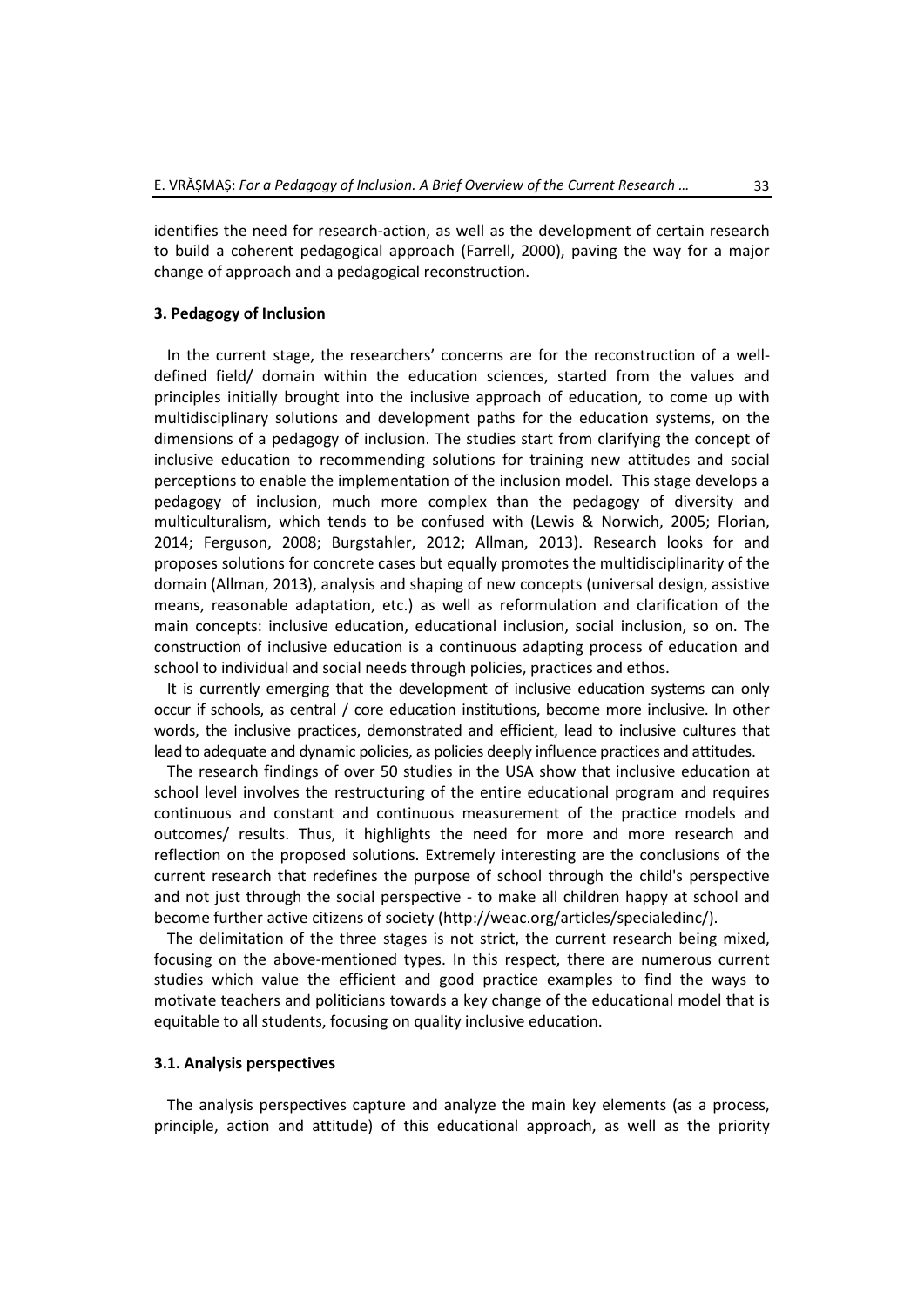identifies the need for research-action, as well as the development of certain research to build a coherent pedagogical approach (Farrell, 2000), paving the way for a major change of approach and a pedagogical reconstruction.

## 3. Pedagogy of Inclusion

In the current stage, the researchers' concerns are for the reconstruction of a well-defined field/ domain within the education sciences, started from the values and principles initially brought into the inclusive approach of education, to come up with multidisciplinary solutions and development paths for the education systems, on the dimensions of a pedagogy of inclusion. The studies start from clarifying the concept of inclusive education to recommending solutions for training new attitudes and social perceptions to enable the implementation of the inclusion model. This stage develops a pedagogy of inclusion, much more complex than the pedagogy of diversity and multiculturalism, which tends to be confused with (Lewis & Norwich, 2005; Florian, 2014; Ferguson, 2008; Burgstahler, 2012; Allman, 2013). Research looks for and proposes solutions for concrete cases but equally promotes the multidisciplinarity of the domain (Allman, 2013), analysis and shaping of new concepts (universal design, assistive means, reasonable adaptation, etc.) as well as reformulation and clarification of the main concepts: inclusive education, educational inclusion, social inclusion, so on. The construction of inclusive education is a continuous adapting process of education and school to individual and social needs through policies, practices and ethos.

It is currently emerging that the development of inclusive education systems can only occur if schools, as central / core education institutions, become more inclusive. In other words, the inclusive practices, demonstrated and efficient, lead to inclusive cultures that lead to adequate and dynamic policies, as policies deeply influence practices and attitudes.

The research findings of over 50 studies in the USA show that inclusive education at school level involves the restructuring of the entire educational program and requires continuous and constant and continuous measurement of the practice models and outcomes/ results. Thus, it highlights the need for more and more research and reflection on the proposed solutions. Extremely interesting are the conclusions of the current research that redefines the purpose of school through the child's perspective and not just through the social perspective - to make all children happy at school and become further active citizens of society (http://weac.org/articles/specialedinc/).

The delimitation of the three stages is not strict, the current research being mixed, focusing on the above-mentioned types. In this respect, there are numerous current studies which value the efficient and good practice examples to find the ways to motivate teachers and politicians towards a key change of the educational model that is equitable to all students, focusing on quality inclusive education.

### 3.1. Analysis perspectives

The analysis perspectives capture and analyze the main key elements (as a process, principle, action and attitude) of this educational approach, as well as the priority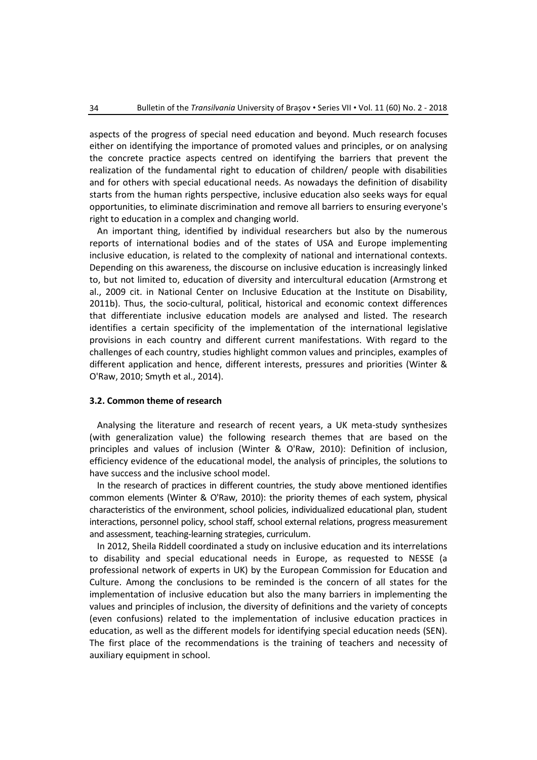aspects of the progress of special need education and beyond. Much research focuses either on identifying the importance of promoted values and principles, or on analysing the concrete practice aspects centred on identifying the barriers that prevent the realization of the fundamental right to education of children/ people with disabilities and for others with special educational needs. As nowadays the definition of disability starts from the human rights perspective, inclusive education also seeks ways for equal opportunities, to eliminate discrimination and remove all barriers to ensuring everyone's right to education in a complex and changing world.

An important thing, identified by individual researchers but also by the numerous reports of international bodies and of the states of USA and Europe implementing inclusive education, is related to the complexity of national and international contexts. Depending on this awareness, the discourse on inclusive education is increasingly linked to, but not limited to, education of diversity and intercultural education (Armstrong et al., 2009 cit. in National Center on Inclusive Education at the Institute on Disability, 2011b). Thus, the socio-cultural, political, historical and economic context differences that differentiate inclusive education models are analysed and listed. The research identifies a certain specificity of the implementation of the international legislative provisions in each country and different current manifestations. With regard to the challenges of each country, studies highlight common values and principles, examples of different application and hence, different interests, pressures and priorities (Winter & O'Raw, 2010; Smyth et al., 2014).

### 3.2. Common theme of research

Analysing the literature and research of recent years, a UK meta-study synthesizes (with generalization value) the following research themes that are based on the principles and values of inclusion (Winter & O'Raw, 2010): Definition of inclusion, efficiency evidence of the educational model, the analysis of principles, the solutions to have success and the inclusive school model.

In the research of practices in different countries, the study above mentioned identifies common elements (Winter & O'Raw, 2010): the priority themes of each system, physical characteristics of the environment, school policies, individualized educational plan, student interactions, personnel policy, school staff, school external relations, progress measurement and assessment, teaching-learning strategies, curriculum.

In 2012, Sheila Riddell coordinated a study on inclusive education and its interrelations to disability and special educational needs in Europe, as requested to NESSE (a professional network of experts in UK) by the European Commission for Education and Culture. Among the conclusions to be reminded is the concern of all states for the implementation of inclusive education but also the many barriers in implementing the values and principles of inclusion, the diversity of definitions and the variety of concepts (even confusions) related to the implementation of inclusive education practices in education, as well as the different models for identifying special education needs (SEN). The first place of the recommendations is the training of teachers and necessity of auxiliary equipment in school.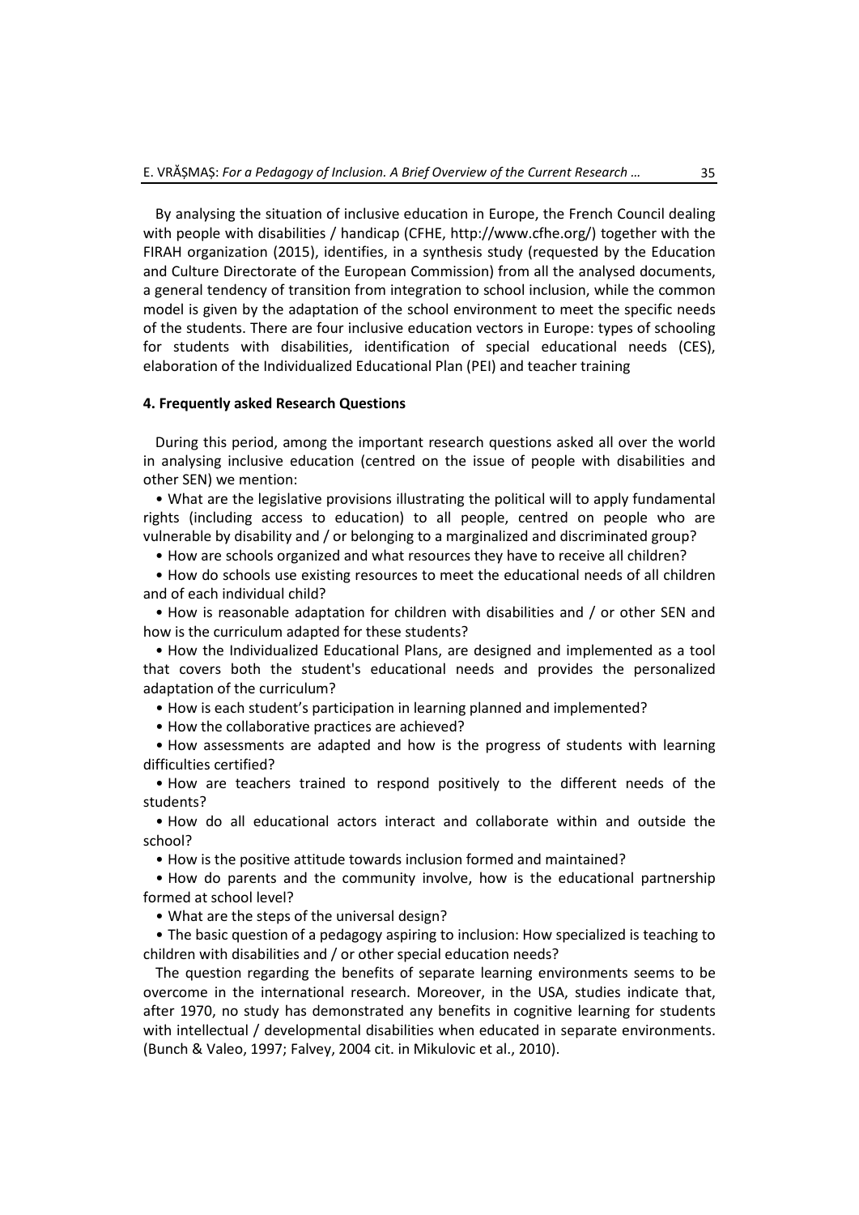By analysing the situation of inclusive education in Europe, the French Council dealing with people with disabilities / handicap (CFHE, http://www.cfhe.org/) together with the FIRAH organization (2015), identifies, in a synthesis study (requested by the Education and Culture Directorate of the European Commission) from all the analysed documents, a general tendency of transition from integration to school inclusion, while the common model is given by the adaptation of the school environment to meet the specific needs of the students. There are four inclusive education vectors in Europe: types of schooling for students with disabilities, identification of special educational needs (CES), elaboration of the Individualized Educational Plan (PEI) and teacher training

**4. Frequently asked Research Questions**

During this period, among the important research questions asked all over the world in analysing inclusive education (centred on the issue of people with disabilities and other SEN) we mention:

- What are the legislative provisions illustrating the political will to apply fundamental rights (including access to education) to all people, centred on people who are vulnerable by disability and / or belonging to a marginalized and discriminated group?
- How are schools organized and what resources they have to receive all children?
- How do schools use existing resources to meet the educational needs of all children and of each individual child?
- How is reasonable adaptation for children with disabilities and / or other SEN and how is the curriculum adapted for these students?
- How the Individualized Educational Plans, are designed and implemented as a tool that covers both the student's educational needs and provides the personalized adaptation of the curriculum?
- How is each student's participation in learning planned and implemented?
- How the collaborative practices are achieved?
- How assessments are adapted and how is the progress of students with learning difficulties certified?
- How are teachers trained to respond positively to the different needs of the students?
- How do all educational actors interact and collaborate within and outside the school?
- How is the positive attitude towards inclusion formed and maintained?
- How do parents and the community involve, how is the educational partnership formed at school level?
- What are the steps of the universal design?
- The basic question of a pedagogy aspiring to inclusion: How specialized is teaching to children with disabilities and / or other special education needs?

The question regarding the benefits of separate learning environments seems to be overcome in the international research. Moreover, in the USA, studies indicate that, after 1970, no study has demonstrated any benefits in cognitive learning for students with intellectual / developmental disabilities when educated in separate environments. (Bunch & Valeo, 1997; Falvey, 2004 cit. in Mikulovic et al., 2010).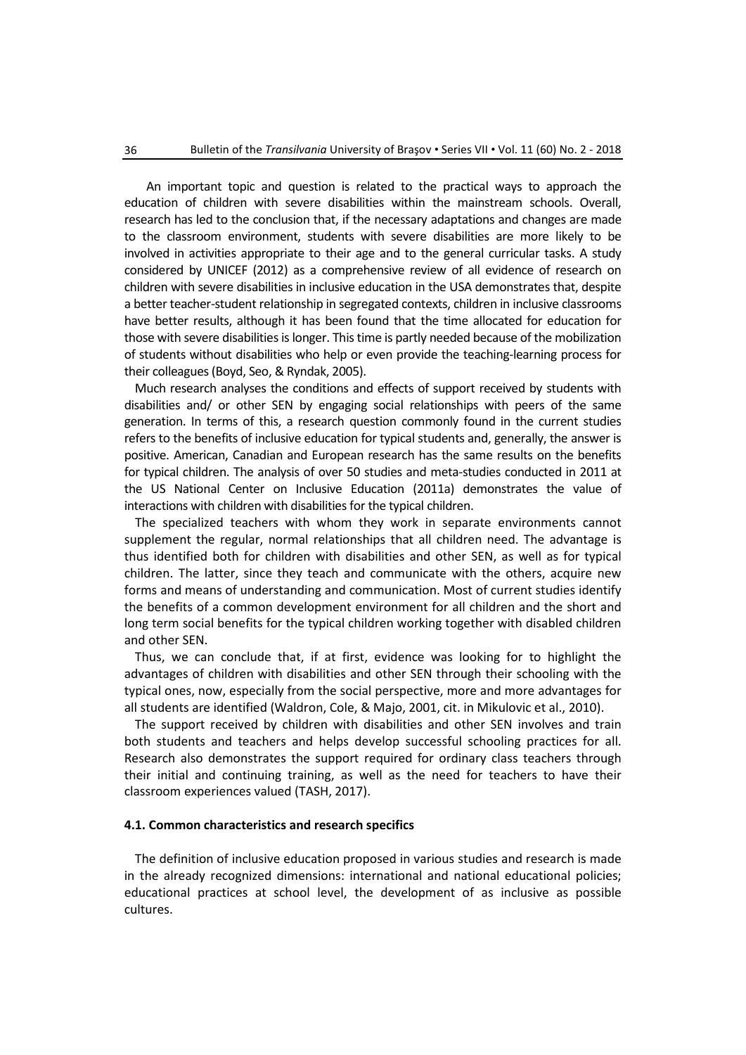An important topic and question is related to the practical ways to approach the education of children with severe disabilities within the mainstream schools. Overall, research has led to the conclusion that, if the necessary adaptations and changes are made to the classroom environment, students with severe disabilities are more likely to be involved in activities appropriate to their age and to the general curricular tasks. A study considered by UNICEF (2012) as a comprehensive review of all evidence of research on children with severe disabilities in inclusive education in the USA demonstrates that, despite a better teacher-student relationship in segregated contexts, children in inclusive classrooms have better results, although it has been found that the time allocated for education for those with severe disabilities is longer. This time is partly needed because of the mobilization of students without disabilities who help or even provide the teaching-learning process for their colleagues (Boyd, Seo, & Ryndak, 2005).

Much research analyses the conditions and effects of support received by students with disabilities and/ or other SEN by engaging social relationships with peers of the same generation. In terms of this, a research question commonly found in the current studies refers to the benefits of inclusive education for typical students and, generally, the answer is positive. American, Canadian and European research has the same results on the benefits for typical children. The analysis of over 50 studies and meta-studies conducted in 2011 at the US National Center on Inclusive Education (2011a) demonstrates the value of interactions with children with disabilities for the typical children.

The specialized teachers with whom they work in separate environments cannot supplement the regular, normal relationships that all children need. The advantage is thus identified both for children with disabilities and other SEN, as well as for typical children. The latter, since they teach and communicate with the others, acquire new forms and means of understanding and communication. Most of current studies identify the benefits of a common development environment for all children and the short and long term social benefits for the typical children working together with disabled children and other SEN.

Thus, we can conclude that, if at first, evidence was looking for to highlight the advantages of children with disabilities and other SEN through their schooling with the typical ones, now, especially from the social perspective, more and more advantages for all students are identified (Waldron, Cole, & Majo, 2001, cit. in Mikulovic et al., 2010).

The support received by children with disabilities and other SEN involves and train both students and teachers and helps develop successful schooling practices for all. Research also demonstrates the support required for ordinary class teachers through their initial and continuing training, as well as the need for teachers to have their classroom experiences valued (TASH, 2017).

### 4.1. Common characteristics and research specifics

The definition of inclusive education proposed in various studies and research is made in the already recognized dimensions: international and national educational policies; educational practices at school level, the development of as inclusive as possible cultures.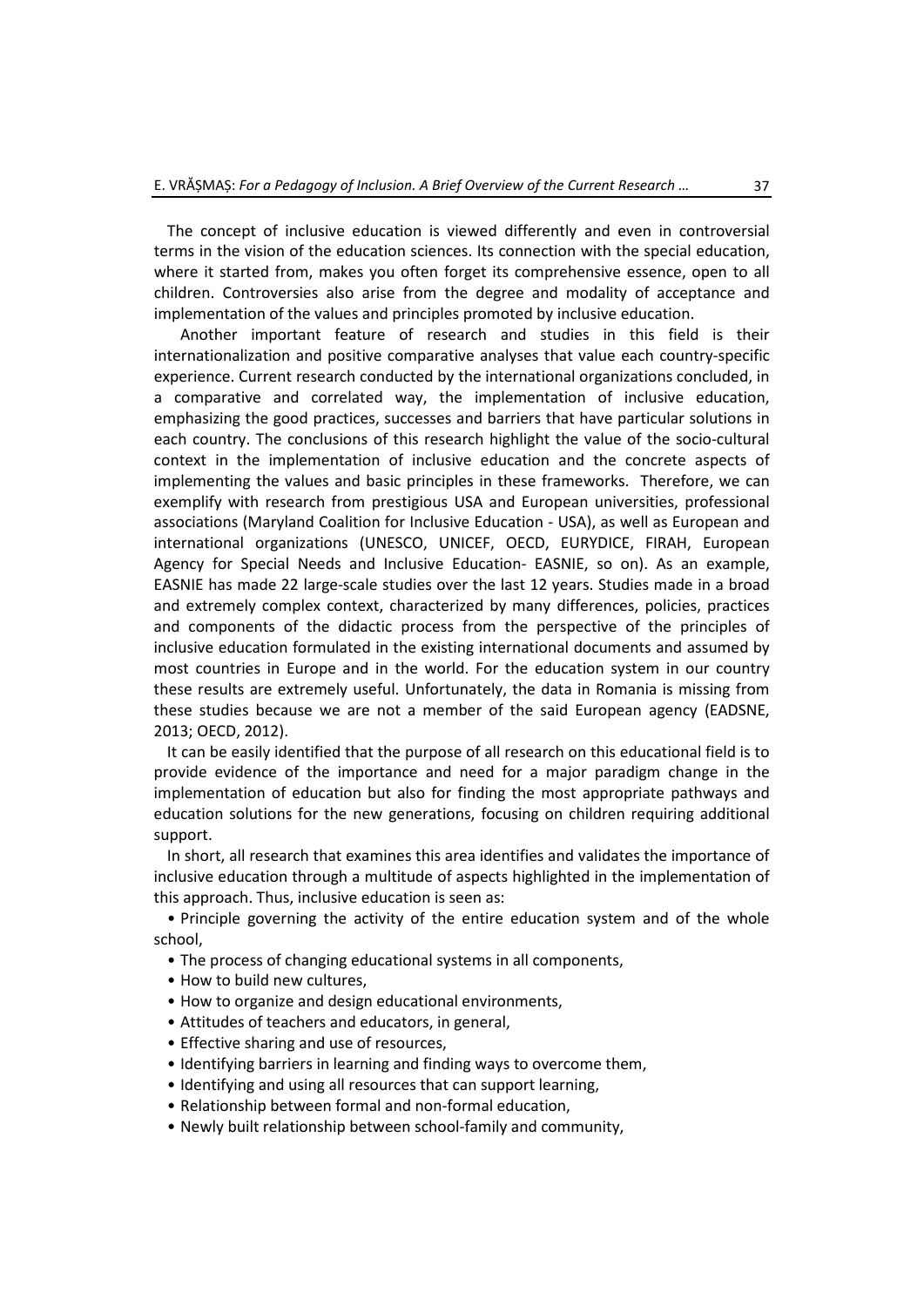The concept of inclusive education is viewed differently and even in controversial terms in the vision of the education sciences. Its connection with the special education, where it started from, makes you often forget its comprehensive essence, open to all children. Controversies also arise from the degree and modality of acceptance and implementation of the values and principles promoted by inclusive education.

Another important feature of research and studies in this field is their internationalization and positive comparative analyses that value each country-specific experience. Current research conducted by the international organizations concluded, in a comparative and correlated way, the implementation of inclusive education, emphasizing the good practices, successes and barriers that have particular solutions in each country. The conclusions of this research highlight the value of the socio-cultural context in the implementation of inclusive education and the concrete aspects of implementing the values and basic principles in these frameworks. Therefore, we can exemplify with research from prestigious USA and European universities, professional associations (Maryland Coalition for Inclusive Education - USA), as well as European and international organizations (UNESCO, UNICEF, OECD, EURYDICE, FIRAH, European Agency for Special Needs and Inclusive Education- EASNIE, so on). As an example, EASNIE has made 22 large-scale studies over the last 12 years. Studies made in a broad and extremely complex context, characterized by many differences, policies, practices and components of the didactic process from the perspective of the principles of inclusive education formulated in the existing international documents and assumed by most countries in Europe and in the world. For the education system in our country these results are extremely useful. Unfortunately, the data in Romania is missing from these studies because we are not a member of the said European agency (EADSNE, 2013; OECD, 2012).

It can be easily identified that the purpose of all research on this educational field is to provide evidence of the importance and need for a major paradigm change in the implementation of education but also for finding the most appropriate pathways and education solutions for the new generations, focusing on children requiring additional support.

In short, all research that examines this area identifies and validates the importance of inclusive education through a multitude of aspects highlighted in the implementation of this approach. Thus, inclusive education is seen as:

- Principle governing the activity of the entire education system and of the whole school,
- The process of changing educational systems in all components,
- How to build new cultures,
- How to organize and design educational environments,
- Attitudes of teachers and educators, in general,
- Effective sharing and use of resources,
- Identifying barriers in learning and finding ways to overcome them,
- Identifying and using all resources that can support learning,
- Relationship between formal and non-formal education,
- Newly built relationship between school-family and community,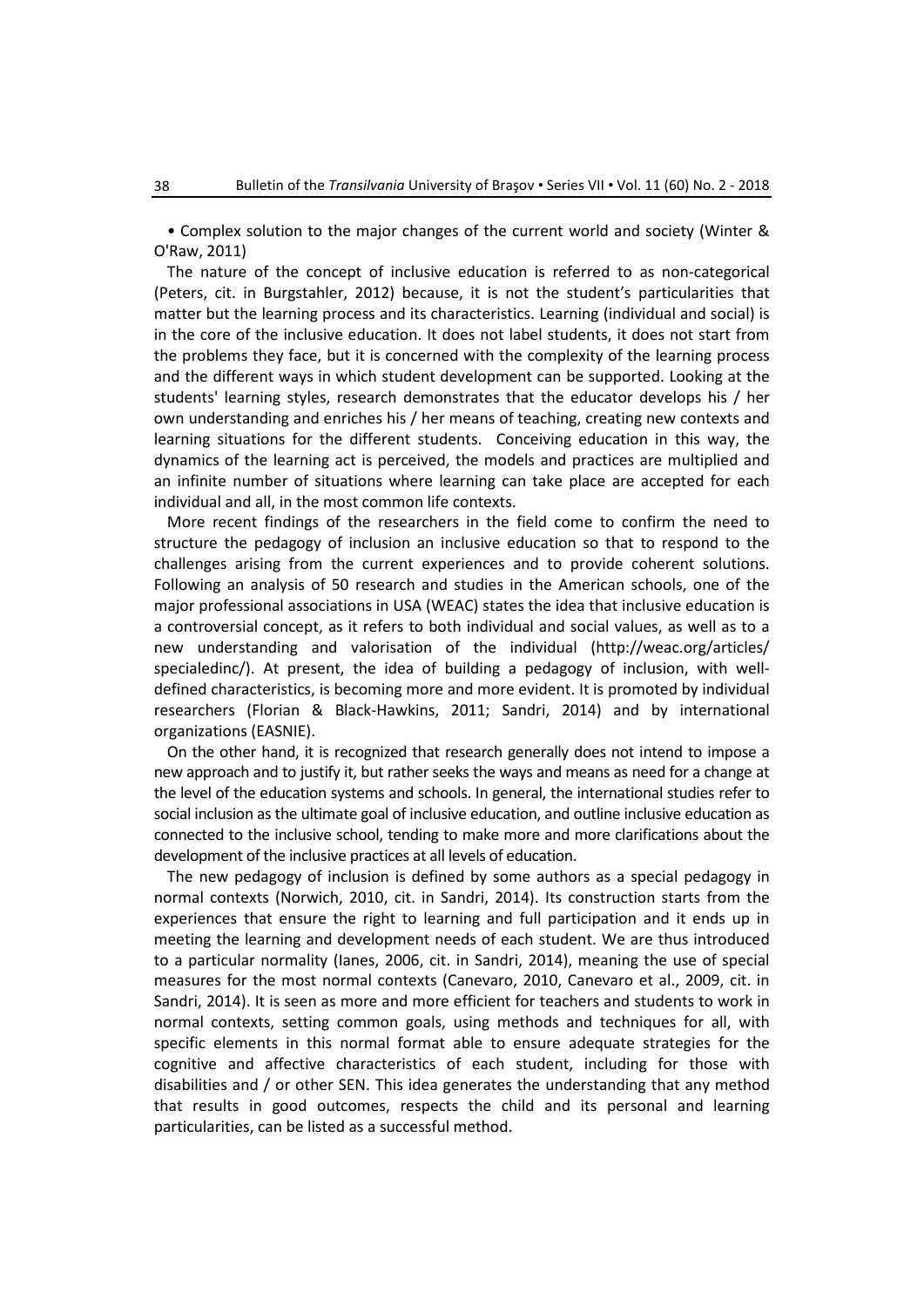• Complex solution to the major changes of the current world and society (Winter & O'Raw, 2011)

The nature of the concept of inclusive education is referred to as non-categorical (Peters, cit. in Burgstahler, 2012) because, it is not the student's particularities that matter but the learning process and its characteristics. Learning (individual and social) is in the core of the inclusive education. It does not label students, it does not start from the problems they face, but it is concerned with the complexity of the learning process and the different ways in which student development can be supported. Looking at the students' learning styles, research demonstrates that the educator develops his / her own understanding and enriches his / her means of teaching, creating new contexts and learning situations for the different students. Conceiving education in this way, the dynamics of the learning act is perceived, the models and practices are multiplied and an infinite number of situations where learning can take place are accepted for each individual and all, in the most common life contexts.

More recent findings of the researchers in the field come to confirm the need to structure the pedagogy of inclusion an inclusive education so that to respond to the challenges arising from the current experiences and to provide coherent solutions. Following an analysis of 50 research and studies in the American schools, one of the major professional associations in USA (WEAC) states the idea that inclusive education is a controversial concept, as it refers to both individual and social values, as well as to a new understanding and valorisation of the individual (http://weac.org/articles/specialedinc/). At present, the idea of building a pedagogy of inclusion, with well-defined characteristics, is becoming more and more evident. It is promoted by individual researchers (Florian & Black-Hawkins, 2011; Sandri, 2014) and by international organizations (EASNIE).

On the other hand, it is recognized that research generally does not intend to impose a new approach and to justify it, but rather seeks the ways and means as need for a change at the level of the education systems and schools. In general, the international studies refer to social inclusion as the ultimate goal of inclusive education, and outline inclusive education as connected to the inclusive school, tending to make more and more clarifications about the development of the inclusive practices at all levels of education.

The new pedagogy of inclusion is defined by some authors as a special pedagogy in normal contexts (Norwich, 2010, cit. in Sandri, 2014). Its construction starts from the experiences that ensure the right to learning and full participation and it ends up in meeting the learning and development needs of each student. We are thus introduced to a particular normality (Ianes, 2006, cit. in Sandri, 2014), meaning the use of special measures for the most normal contexts (Canevaro, 2010, Canevaro et al., 2009, cit. in Sandri, 2014). It is seen as more and more efficient for teachers and students to work in normal contexts, setting common goals, using methods and techniques for all, with specific elements in this normal format able to ensure adequate strategies for the cognitive and affective characteristics of each student, including for those with disabilities and / or other SEN. This idea generates the understanding that any method that results in good outcomes, respects the child and its personal and learning particularities, can be listed as a successful method.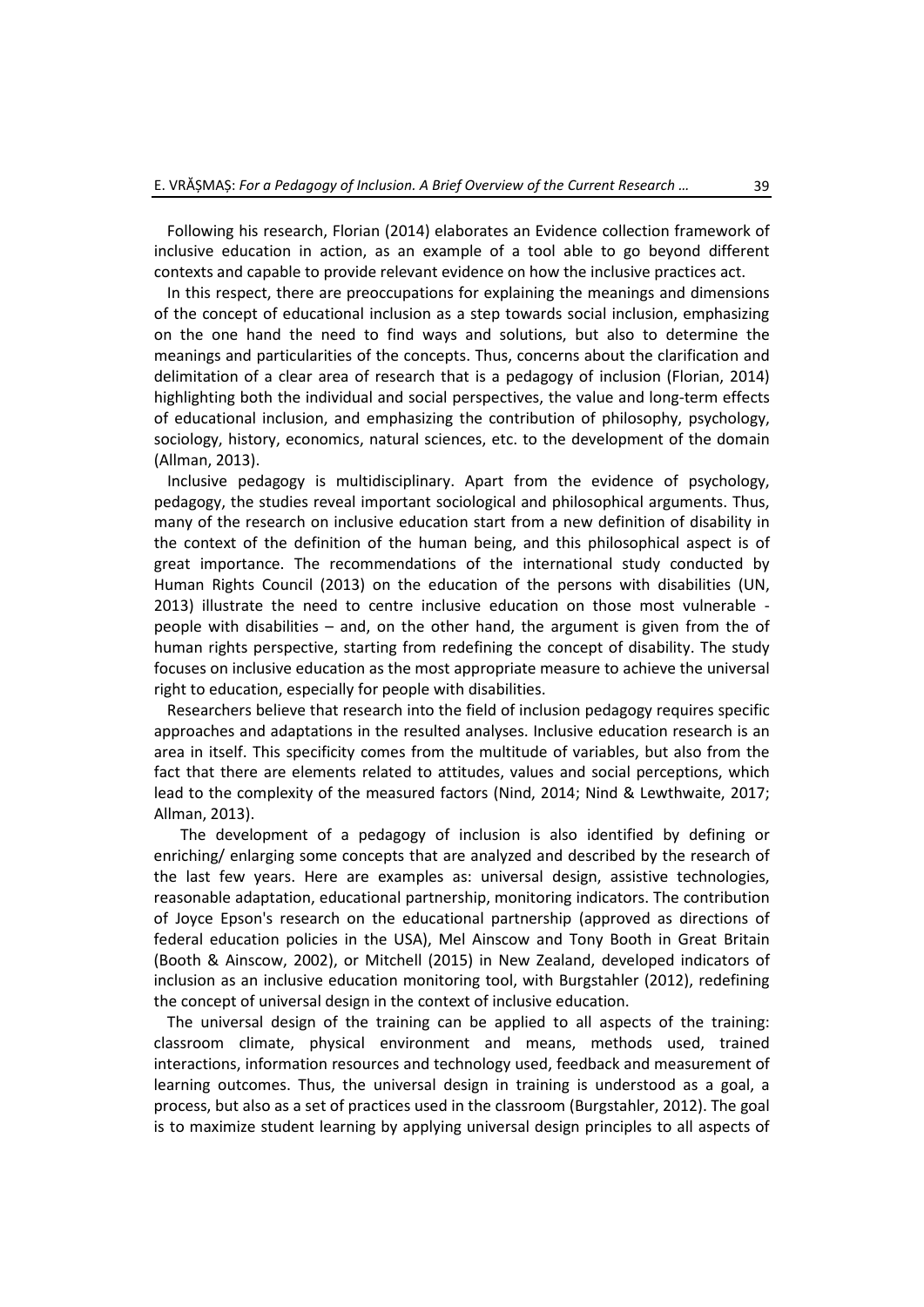Following his research, Florian (2014) elaborates an Evidence collection framework of inclusive education in action, as an example of a tool able to go beyond different contexts and capable to provide relevant evidence on how the inclusive practices act.

In this respect, there are preoccupations for explaining the meanings and dimensions of the concept of educational inclusion as a step towards social inclusion, emphasizing on the one hand the need to find ways and solutions, but also to determine the meanings and particularities of the concepts. Thus, concerns about the clarification and delimitation of a clear area of research that is a pedagogy of inclusion (Florian, 2014) highlighting both the individual and social perspectives, the value and long-term effects of educational inclusion, and emphasizing the contribution of philosophy, psychology, sociology, history, economics, natural sciences, etc. to the development of the domain (Allman, 2013).

Inclusive pedagogy is multidisciplinary. Apart from the evidence of psychology, pedagogy, the studies reveal important sociological and philosophical arguments. Thus, many of the research on inclusive education start from a new definition of disability in the context of the definition of the human being, and this philosophical aspect is of great importance. The recommendations of the international study conducted by Human Rights Council (2013) on the education of the persons with disabilities (UN, 2013) illustrate the need to centre inclusive education on those most vulnerable - people with disabilities – and, on the other hand, the argument is given from the of human rights perspective, starting from redefining the concept of disability. The study focuses on inclusive education as the most appropriate measure to achieve the universal right to education, especially for people with disabilities.

Researchers believe that research into the field of inclusion pedagogy requires specific approaches and adaptations in the resulted analyses. Inclusive education research is an area in itself. This specificity comes from the multitude of variables, but also from the fact that there are elements related to attitudes, values and social perceptions, which lead to the complexity of the measured factors (Nind, 2014; Nind & Lewthwaite, 2017; Allman, 2013).

The development of a pedagogy of inclusion is also identified by defining or enriching/ enlarging some concepts that are analyzed and described by the research of the last few years. Here are examples as: universal design, assistive technologies, reasonable adaptation, educational partnership, monitoring indicators. The contribution of Joyce Epson's research on the educational partnership (approved as directions of federal education policies in the USA), Mel Ainscow and Tony Booth in Great Britain (Booth & Ainscow, 2002), or Mitchell (2015) in New Zealand, developed indicators of inclusion as an inclusive education monitoring tool, with Burgstahler (2012), redefining the concept of universal design in the context of inclusive education.

The universal design of the training can be applied to all aspects of the training: classroom climate, physical environment and means, methods used, trained interactions, information resources and technology used, feedback and measurement of learning outcomes. Thus, the universal design in training is understood as a goal, a process, but also as a set of practices used in the classroom (Burgstahler, 2012). The goal is to maximize student learning by applying universal design principles to all aspects of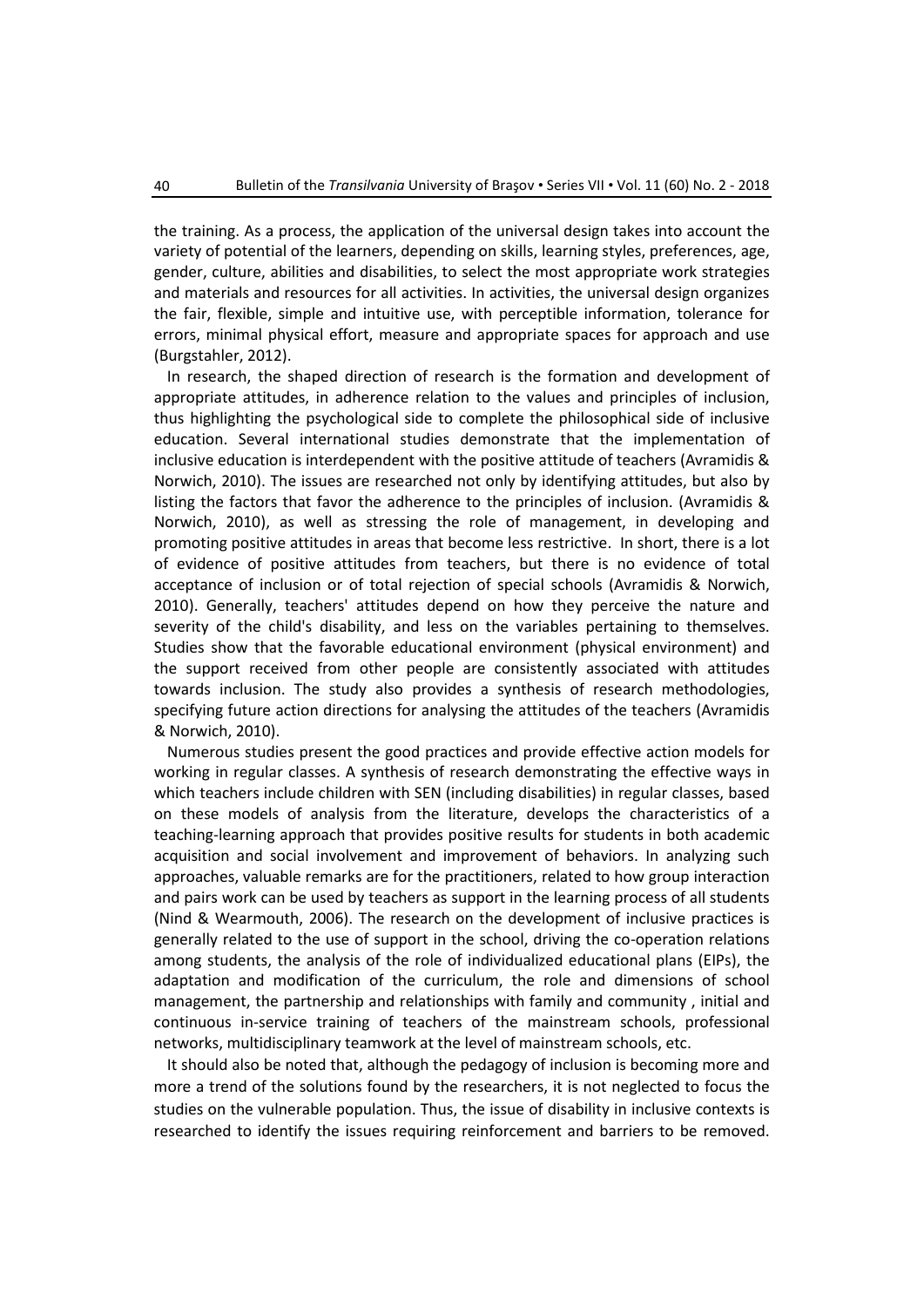the training. As a process, the application of the universal design takes into account the variety of potential of the learners, depending on skills, learning styles, preferences, age, gender, culture, abilities and disabilities, to select the most appropriate work strategies and materials and resources for all activities. In activities, the universal design organizes the fair, flexible, simple and intuitive use, with perceptible information, tolerance for errors, minimal physical effort, measure and appropriate spaces for approach and use (Burgstahler, 2012).

In research, the shaped direction of research is the formation and development of appropriate attitudes, in adherence relation to the values and principles of inclusion, thus highlighting the psychological side to complete the philosophical side of inclusive education. Several international studies demonstrate that the implementation of inclusive education is interdependent with the positive attitude of teachers (Avramidis & Norwich, 2010). The issues are researched not only by identifying attitudes, but also by listing the factors that favor the adherence to the principles of inclusion. (Avramidis & Norwich, 2010), as well as stressing the role of management, in developing and promoting positive attitudes in areas that become less restrictive. In short, there is a lot of evidence of positive attitudes from teachers, but there is no evidence of total acceptance of inclusion or of total rejection of special schools (Avramidis & Norwich, 2010). Generally, teachers' attitudes depend on how they perceive the nature and severity of the child's disability, and less on the variables pertaining to themselves. Studies show that the favorable educational environment (physical environment) and the support received from other people are consistently associated with attitudes towards inclusion. The study also provides a synthesis of research methodologies, specifying future action directions for analysing the attitudes of the teachers (Avramidis & Norwich, 2010).

Numerous studies present the good practices and provide effective action models for working in regular classes. A synthesis of research demonstrating the effective ways in which teachers include children with SEN (including disabilities) in regular classes, based on these models of analysis from the literature, develops the characteristics of a teaching-learning approach that provides positive results for students in both academic acquisition and social involvement and improvement of behaviors. In analyzing such approaches, valuable remarks are for the practitioners, related to how group interaction and pairs work can be used by teachers as support in the learning process of all students (Nind & Wearmouth, 2006). The research on the development of inclusive practices is generally related to the use of support in the school, driving the co-operation relations among students, the analysis of the role of individualized educational plans (EIPs), the adaptation and modification of the curriculum, the role and dimensions of school management, the partnership and relationships with family and community , initial and continuous in-service training of teachers of the mainstream schools, professional networks, multidisciplinary teamwork at the level of mainstream schools, etc.

It should also be noted that, although the pedagogy of inclusion is becoming more and more a trend of the solutions found by the researchers, it is not neglected to focus the studies on the vulnerable population. Thus, the issue of disability in inclusive contexts is researched to identify the issues requiring reinforcement and barriers to be removed.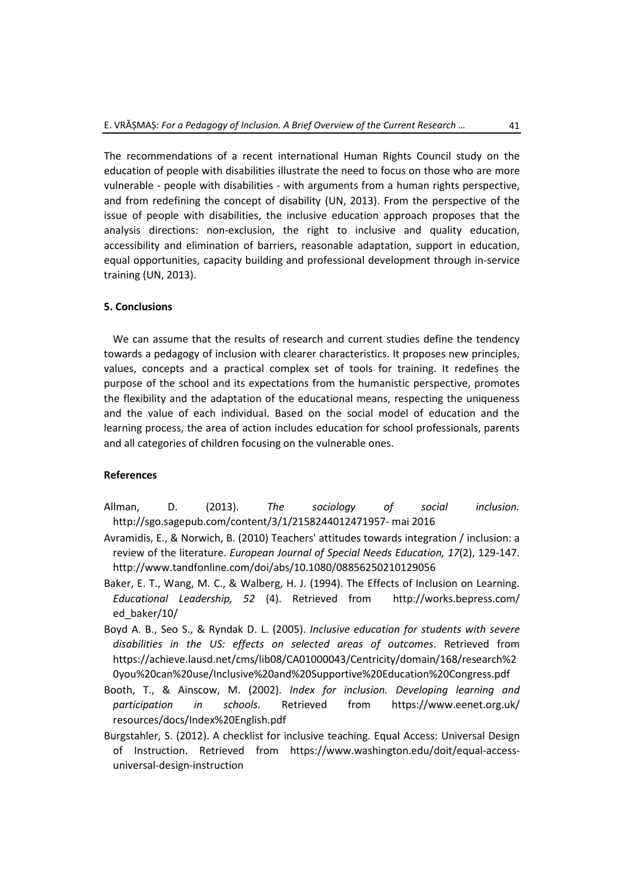The recommendations of a recent international Human Rights Council study on the education of people with disabilities illustrate the need to focus on those who are more vulnerable - people with disabilities - with arguments from a human rights perspective, and from redefining the concept of disability (UN, 2013). From the perspective of the issue of people with disabilities, the inclusive education approach proposes that the analysis directions: non-exclusion, the right to inclusive and quality education, accessibility and elimination of barriers, reasonable adaptation, support in education, equal opportunities, capacity building and professional development through in-service training (UN, 2013).

### 5. Conclusions

We can assume that the results of research and current studies define the tendency towards a pedagogy of inclusion with clearer characteristics. It proposes new principles, values, concepts and a practical complex set of tools for training. It redefines the purpose of the school and its expectations from the humanistic perspective, promotes the flexibility and the adaptation of the educational means, respecting the uniqueness and the value of each individual. Based on the social model of education and the learning process, the area of action includes education for school professionals, parents and all categories of children focusing on the vulnerable ones.

### References

Allman, D. (2013). *The sociology of social inclusion.* http://sgo.sagepub.com/content/3/1/2158244012471957- mai 2016

Avramidis, E., & Norwich, B. (2010) Teachers' attitudes towards integration / inclusion: a review of the literature. *European Journal of Special Needs Education, 17*(2), 129-147. http://www.tandfonline.com/doi/abs/10.1080/08856250210129056

Baker, E. T., Wang, M. C., & Walberg, H. J. (1994). The Effects of Inclusion on Learning. *Educational Leadership, 52* (4). Retrieved from http://works.bepress.com/ed_baker/10/

Boyd A. B., Seo S., & Ryndak D. L. (2005). *Inclusive education for students with severe disabilities in the US: effects on selected areas of outcomes*. Retrieved from https://achieve.lausd.net/cms/lib08/CA01000043/Centricity/domain/168/research%20you%20can%20use/Inclusive%20and%20Supportive%20Education%20Congress.pdf

Booth, T., & Ainscow, M. (2002). *Index for inclusion. Developing learning and participation in schools.* Retrieved from https://www.eenet.org.uk/resources/docs/Index%20English.pdf

Burgstahler, S. (2012). A checklist for inclusive teaching. Equal Access: Universal Design of Instruction. Retrieved from https://www.washington.edu/doit/equal-access-universal-design-instruction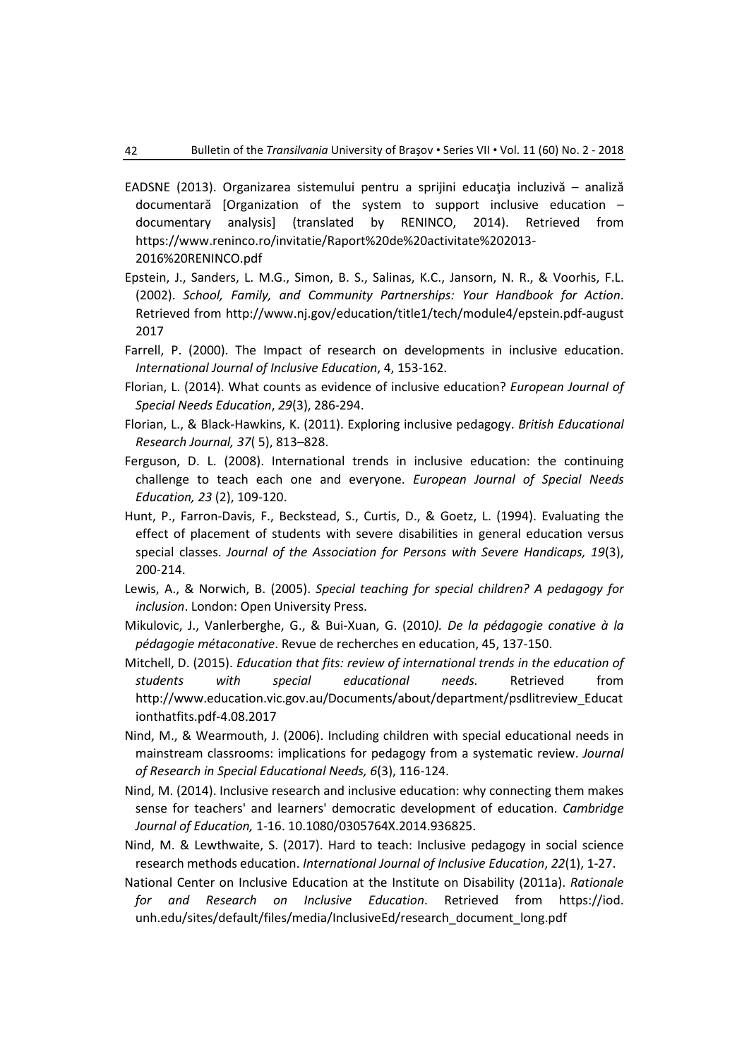EADSNE (2013). Organizarea sistemului pentru a sprijini educaţia incluzivă – analiză documentară [Organization of the system to support inclusive education – documentary analysis] (translated by RENINCO, 2014). Retrieved from https://www.reninco.ro/invitatie/Raport%20de%20activitate%202013-2016%20RENINCO.pdf

Epstein, J., Sanders, L. M.G., Simon, B. S., Salinas, K.C., Jansorn, N. R., & Voorhis, F.L. (2002). *School, Family, and Community Partnerships: Your Handbook for Action*. Retrieved from http://www.nj.gov/education/title1/tech/module4/epstein.pdf-august 2017

Farrell, P. (2000). The Impact of research on developments in inclusive education. *International Journal of Inclusive Education*, 4, 153-162.

Florian, L. (2014). What counts as evidence of inclusive education? *European Journal of Special Needs Education*, *29*(3), 286-294.

Florian, L., & Black-Hawkins, K. (2011). Exploring inclusive pedagogy. *British Educational Research Journal, 37*( 5), 813–828.

Ferguson, D. L. (2008). International trends in inclusive education: the continuing challenge to teach each one and everyone. *European Journal of Special Needs Education, 23* (2), 109-120.

Hunt, P., Farron-Davis, F., Beckstead, S., Curtis, D., & Goetz, L. (1994). Evaluating the effect of placement of students with severe disabilities in general education versus special classes. *Journal of the Association for Persons with Severe Handicaps, 19*(3), 200-214.

Lewis, A., & Norwich, B. (2005). *Special teaching for special children? A pedagogy for inclusion*. London: Open University Press.

Mikulovic, J., Vanlerberghe, G., & Bui-Xuan, G. (2010*). De la pédagogie conative à la pédagogie métaconative*. Revue de recherches en education, 45, 137-150.

Mitchell, D. (2015). *Education that fits: review of international trends in the education of students with special educational needs.* Retrieved from http://www.education.vic.gov.au/Documents/about/department/psdlitreview_Educationthatfits.pdf-4.08.2017

Nind, M., & Wearmouth, J. (2006). Including children with special educational needs in mainstream classrooms: implications for pedagogy from a systematic review. *Journal of Research in Special Educational Needs, 6*(3), 116-124.

Nind, M. (2014). Inclusive research and inclusive education: why connecting them makes sense for teachers' and learners' democratic development of education. *Cambridge Journal of Education,* 1-16. 10.1080/0305764X.2014.936825.

Nind, M. & Lewthwaite, S. (2017). Hard to teach: Inclusive pedagogy in social science research methods education. *International Journal of Inclusive Education*, *22*(1), 1-27.

National Center on Inclusive Education at the Institute on Disability (2011a). *Rationale for and Research on Inclusive Education*. Retrieved from https://iod.unh.edu/sites/default/files/media/InclusiveEd/research_document_long.pdf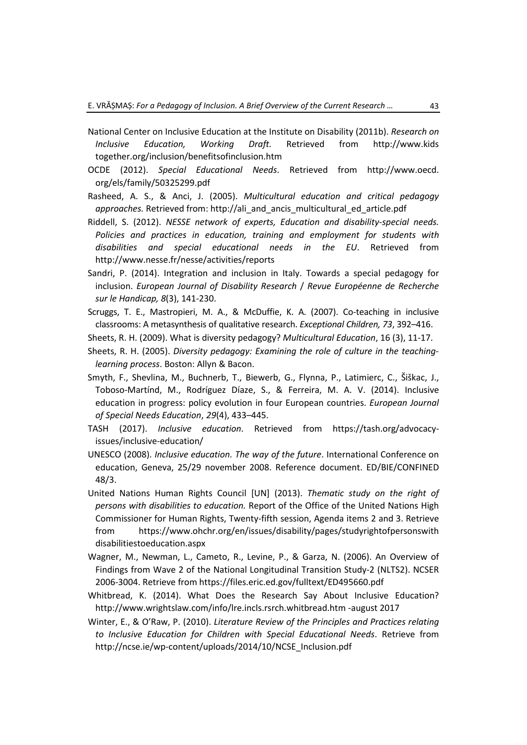National Center on Inclusive Education at the Institute on Disability (2011b). *Research on Inclusive Education, Working Draft.* Retrieved from http://www.kids together.org/inclusion/benefitsofinclusion.htm

OCDE (2012). *Special Educational Needs*. Retrieved from http://www.oecd. org/els/family/50325299.pdf

Rasheed, A. S., & Anci, J. (2005). *Multicultural education and critical pedagogy approaches.* Retrieved from: http://ali_and_ancis_multicultural_ed_article.pdf

Riddell, S. (2012). *NESSE network of experts, Education and disability-special needs. Policies and practices in education, training and employment for students with disabilities and special educational needs in the EU*. Retrieved from http://www.nesse.fr/nesse/activities/reports

Sandri, P. (2014). Integration and inclusion in Italy. Towards a special pedagogy for inclusion. *European Journal of Disability Research / Revue Européenne de Recherche sur le Handicap, 8*(3), 141-230.

Scruggs, T. E., Mastropieri, M. A., & McDuffie, K. A. (2007). Co-teaching in inclusive classrooms: A metasynthesis of qualitative research. *Exceptional Children, 73*, 392–416.

Sheets, R. H. (2009). What is diversity pedagogy? *Multicultural Education*, 16 (3), 11-17.

Sheets, R. H. (2005). *Diversity pedagogy: Examining the role of culture in the teaching-learning process*. Boston: Allyn & Bacon.

Smyth, F., Shevlina, M., Buchnerb, T., Biewerb, G., Flynna, P., Latimierc, C., Šiškac, J., Toboso-Martínd, M., Rodríguez Díaze, S., & Ferreira, M. A. V. (2014). Inclusive education in progress: policy evolution in four European countries. *European Journal of Special Needs Education*, *29*(4), 433–445.

TASH (2017). *Inclusive education*. Retrieved from https://tash.org/advocacy-issues/inclusive-education/

UNESCO (2008). *Inclusive education. The way of the future*. International Conference on education, Geneva, 25/29 november 2008. Reference document. ED/BIE/CONFINED 48/3.

United Nations Human Rights Council [UN] (2013). *Thematic study on the right of persons with disabilities to education.* Report of the Office of the United Nations High Commissioner for Human Rights, Twenty-fifth session, Agenda items 2 and 3. Retrieve from https://www.ohchr.org/en/issues/disability/pages/studyrightofpersonswith disabilitiestoeducation.aspx

Wagner, M., Newman, L., Cameto, R., Levine, P., & Garza, N. (2006). An Overview of Findings from Wave 2 of the National Longitudinal Transition Study-2 (NLTS2). NCSER 2006-3004. Retrieve from https://files.eric.ed.gov/fulltext/ED495660.pdf

Whitbread, K. (2014). What Does the Research Say About Inclusive Education? http://www.wrightslaw.com/info/lre.incls.rsrch.whitbread.htm -august 2017

Winter, E., & O'Raw, P. (2010). *Literature Review of the Principles and Practices relating to Inclusive Education for Children with Special Educational Needs*. Retrieve from http://ncse.ie/wp-content/uploads/2014/10/NCSE_Inclusion.pdf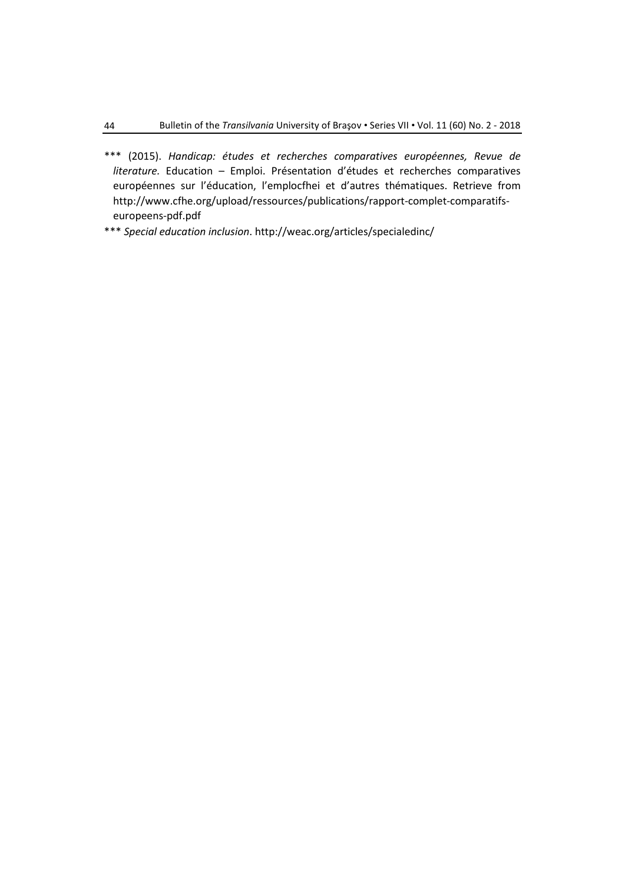\*\*\* (2015). *Handicap: études et recherches comparatives européennes, Revue de literature.* Education – Emploi. Présentation d'études et recherches comparatives européennes sur l'éducation, l'emplocfhei et d'autres thématiques. Retrieve from http://www.cfhe.org/upload/ressources/publications/rapport-complet-comparatifs-europeens-pdf.pdf

\*\*\* *Special education inclusion*. http://weac.org/articles/specialedinc/